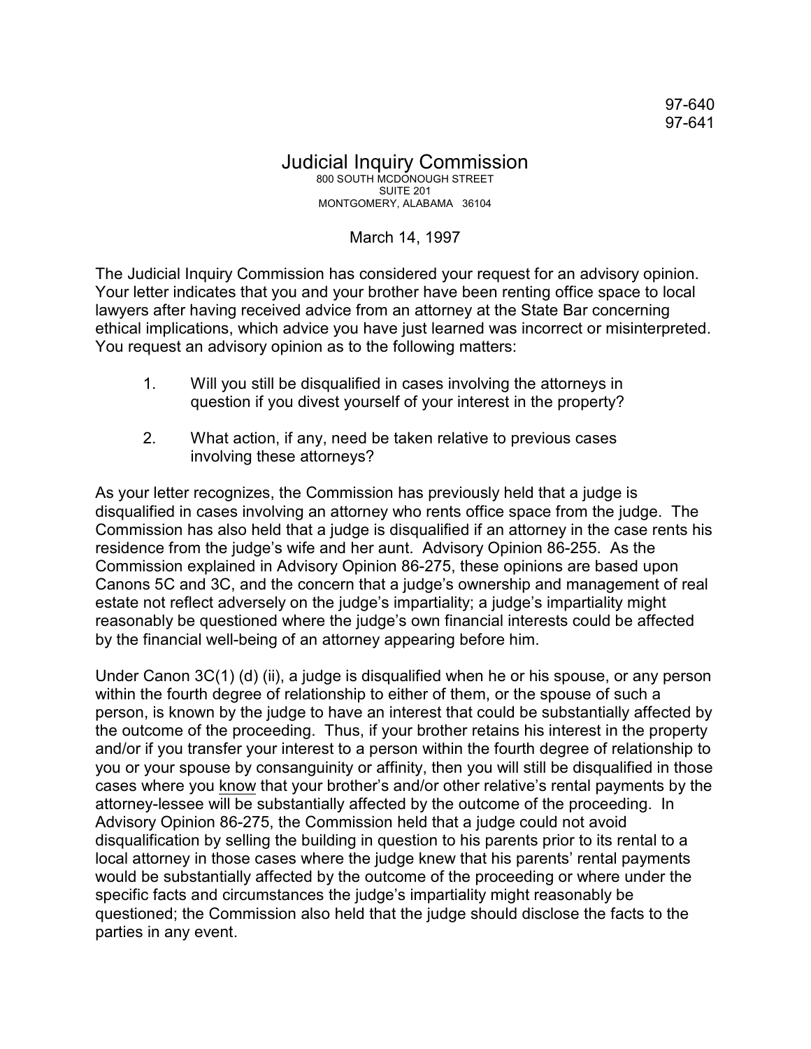97-640
97-641

# Judicial Inquiry Commission

800 SOUTH MCDONOUGH STREET
SUITE 201
MONTGOMERY, ALABAMA 36104

March 14, 1997

The Judicial Inquiry Commission has considered your request for an advisory opinion. Your letter indicates that you and your brother have been renting office space to local lawyers after having received advice from an attorney at the State Bar concerning ethical implications, which advice you have just learned was incorrect or misinterpreted. You request an advisory opinion as to the following matters:

1. Will you still be disqualified in cases involving the attorneys in question if you divest yourself of your interest in the property?

2. What action, if any, need be taken relative to previous cases involving these attorneys?

As your letter recognizes, the Commission has previously held that a judge is disqualified in cases involving an attorney who rents office space from the judge. The Commission has also held that a judge is disqualified if an attorney in the case rents his residence from the judge's wife and her aunt. Advisory Opinion 86-255. As the Commission explained in Advisory Opinion 86-275, these opinions are based upon Canons 5C and 3C, and the concern that a judge's ownership and management of real estate not reflect adversely on the judge's impartiality; a judge's impartiality might reasonably be questioned where the judge's own financial interests could be affected by the financial well-being of an attorney appearing before him.

Under Canon 3C(1) (d) (ii), a judge is disqualified when he or his spouse, or any person within the fourth degree of relationship to either of them, or the spouse of such a person, is known by the judge to have an interest that could be substantially affected by the outcome of the proceeding. Thus, if your brother retains his interest in the property and/or if you transfer your interest to a person within the fourth degree of relationship to you or your spouse by consanguinity or affinity, then you will still be disqualified in those cases where you <u>know</u> that your brother's and/or other relative's rental payments by the attorney-lessee will be substantially affected by the outcome of the proceeding. In Advisory Opinion 86-275, the Commission held that a judge could not avoid disqualification by selling the building in question to his parents prior to its rental to a local attorney in those cases where the judge knew that his parents' rental payments would be substantially affected by the outcome of the proceeding or where under the specific facts and circumstances the judge's impartiality might reasonably be questioned; the Commission also held that the judge should disclose the facts to the parties in any event.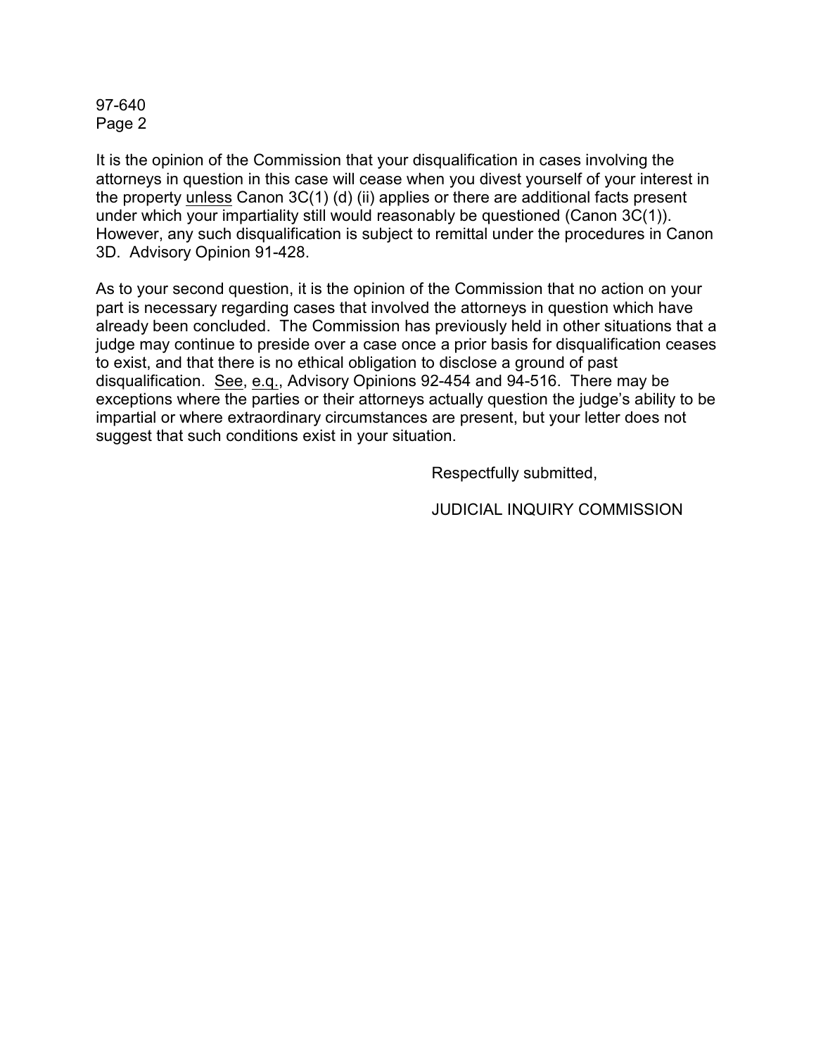It is the opinion of the Commission that your disqualification in cases involving the attorneys in question in this case will cease when you divest yourself of your interest in the property unless Canon 3C(1) (d) (ii) applies or there are additional facts present under which your impartiality still would reasonably be questioned (Canon 3C(1)). However, any such disqualification is subject to remittal under the procedures in Canon 3D. Advisory Opinion 91-428.

As to your second question, it is the opinion of the Commission that no action on your part is necessary regarding cases that involved the attorneys in question which have already been concluded. The Commission has previously held in other situations that a judge may continue to preside over a case once a prior basis for disqualification ceases to exist, and that there is no ethical obligation to disclose a ground of past disqualification. See, e.q., Advisory Opinions 92-454 and 94-516. There may be exceptions where the parties or their attorneys actually question the judge's ability to be impartial or where extraordinary circumstances are present, but your letter does not suggest that such conditions exist in your situation.

Respectfully submitted,

JUDICIAL INQUIRY COMMISSION